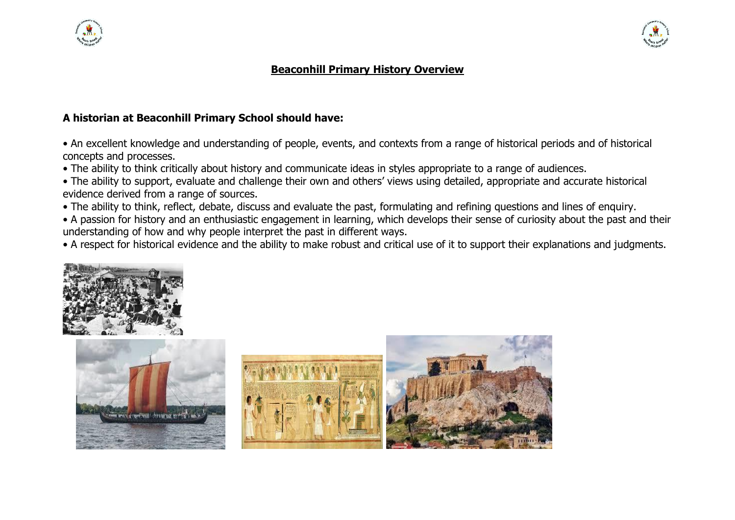# Beaconhill Primary History Overview

**A historian at Beaconhill Primary School should have:**

- An excellent knowledge and understanding of people, events, and contexts from a range of historical periods and of historical concepts and processes.
- The ability to think critically about history and communicate ideas in styles appropriate to a range of audiences.
- The ability to support, evaluate and challenge their own and others' views using detailed, appropriate and accurate historical evidence derived from a range of sources.
- The ability to think, reflect, debate, discuss and evaluate the past, formulating and refining questions and lines of enquiry.
- A passion for history and an enthusiastic engagement in learning, which develops their sense of curiosity about the past and their understanding of how and why people interpret the past in different ways.
- A respect for historical evidence and the ability to make robust and critical use of it to support their explanations and judgments.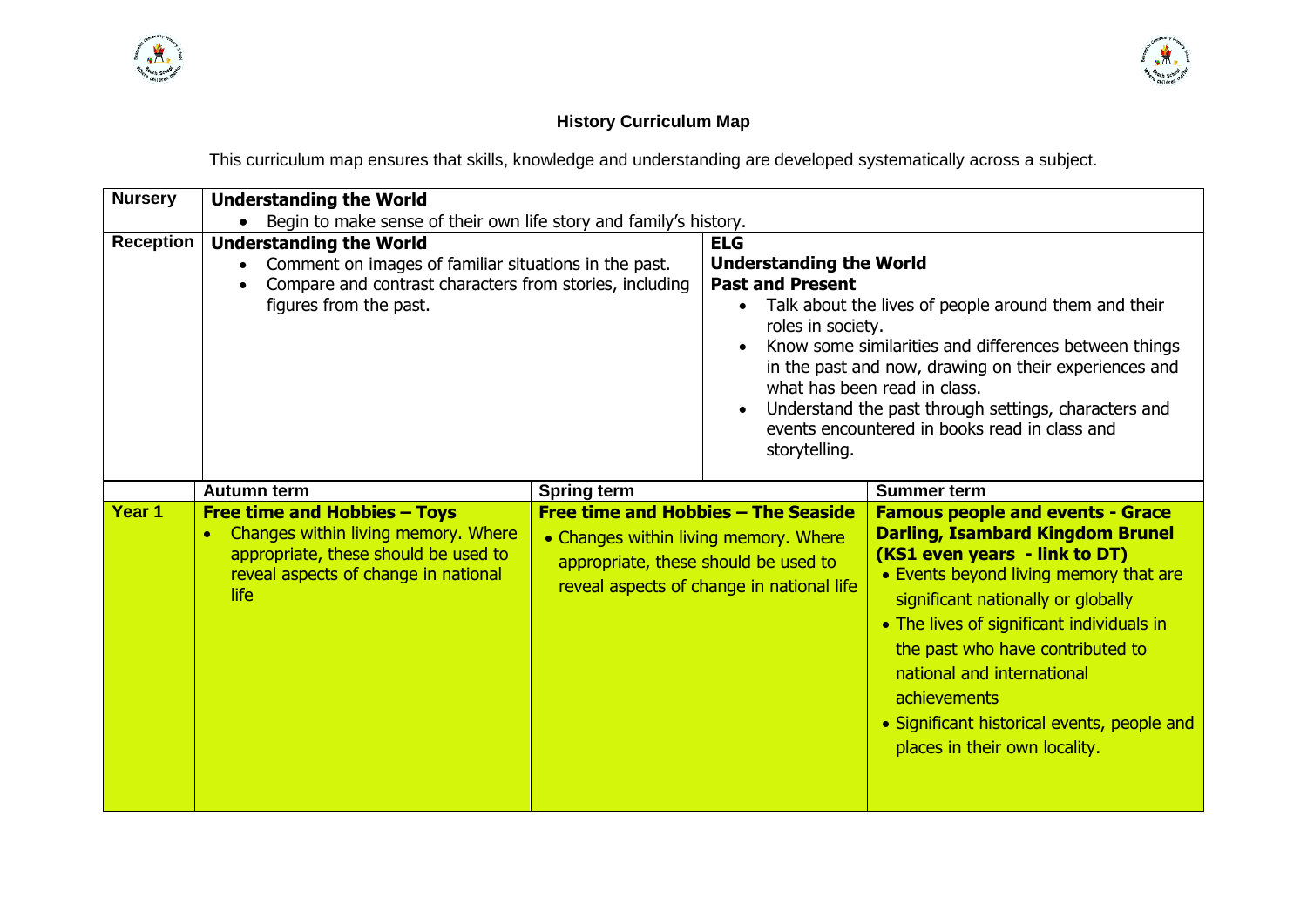# History Curriculum Map

This curriculum map ensures that skills, knowledge and understanding are developed systematically across a subject.

| | | | |
|---|---|---|---|
| **Nursery** | **Understanding the World**<br>• Begin to make sense of their own life story and family's history. | | |
| **Reception** | **Understanding the World**<br>• Comment on images of familiar situations in the past.<br>• Compare and contrast characters from stories, including figures from the past. | **ELG**<br>**Understanding the World**<br>**Past and Present**<br>• Talk about the lives of people around them and their roles in society.<br>• Know some similarities and differences between things in the past and now, drawing on their experiences and what has been read in class.<br>• Understand the past through settings, characters and events encountered in books read in class and storytelling. | |
| | **Autumn term** | **Spring term** | **Summer term** |
| **Year 1** | **Free time and Hobbies – Toys**<br>• Changes within living memory. Where appropriate, these should be used to reveal aspects of change in national life | **Free time and Hobbies – The Seaside**<br>• Changes within living memory. Where appropriate, these should be used to reveal aspects of change in national life | **Famous people and events - Grace Darling, Isambard Kingdom Brunel (KS1 even years - link to DT)**<br>• Events beyond living memory that are significant nationally or globally<br>• The lives of significant individuals in the past who have contributed to national and international achievements<br>• Significant historical events, people and places in their own locality. |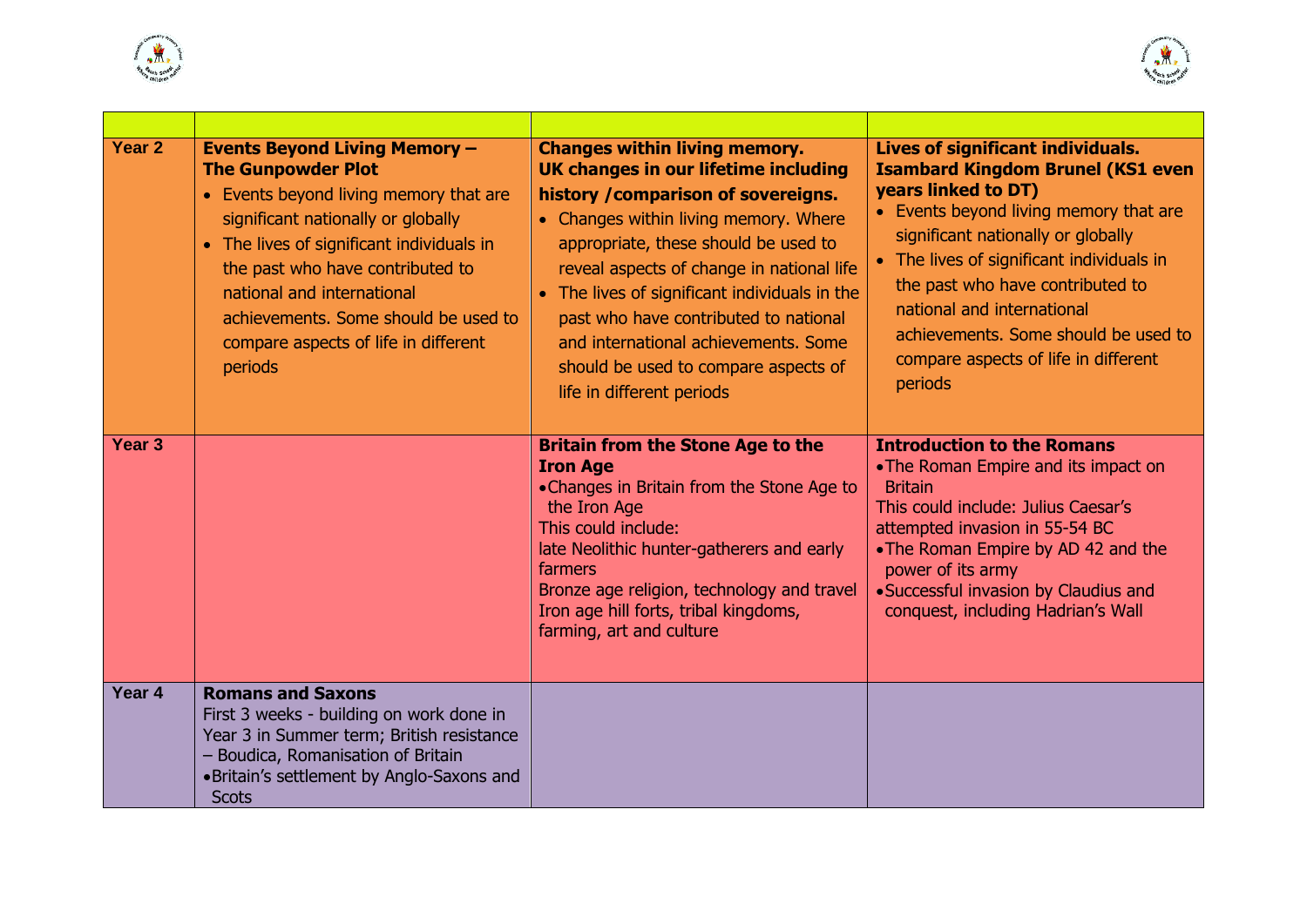| | | | |
|---|---|---|---|
| **Year 2** | **Events Beyond Living Memory – The Gunpowder Plot**<br>• Events beyond living memory that are significant nationally or globally<br>• The lives of significant individuals in the past who have contributed to national and international achievements. Some should be used to compare aspects of life in different periods | **Changes within living memory. UK changes in our lifetime including history /comparison of sovereigns.**<br>• Changes within living memory. Where appropriate, these should be used to reveal aspects of change in national life<br>• The lives of significant individuals in the past who have contributed to national and international achievements. Some should be used to compare aspects of life in different periods | **Lives of significant individuals. Isambard Kingdom Brunel (KS1 even years linked to DT)**<br>• Events beyond living memory that are significant nationally or globally<br>• The lives of significant individuals in the past who have contributed to national and international achievements. Some should be used to compare aspects of life in different periods |
| **Year 3** | | **Britain from the Stone Age to the Iron Age**<br>• Changes in Britain from the Stone Age to the Iron Age<br>This could include:<br>late Neolithic hunter-gatherers and early farmers<br>Bronze age religion, technology and travel<br>Iron age hill forts, tribal kingdoms, farming, art and culture | **Introduction to the Romans**<br>• The Roman Empire and its impact on Britain<br>This could include: Julius Caesar's attempted invasion in 55-54 BC<br>• The Roman Empire by AD 42 and the power of its army<br>• Successful invasion by Claudius and conquest, including Hadrian's Wall |
| **Year 4** | **Romans and Saxons**<br>First 3 weeks - building on work done in Year 3 in Summer term; British resistance – Boudica, Romanisation of Britain<br>• Britain's settlement by Anglo-Saxons and Scots | | |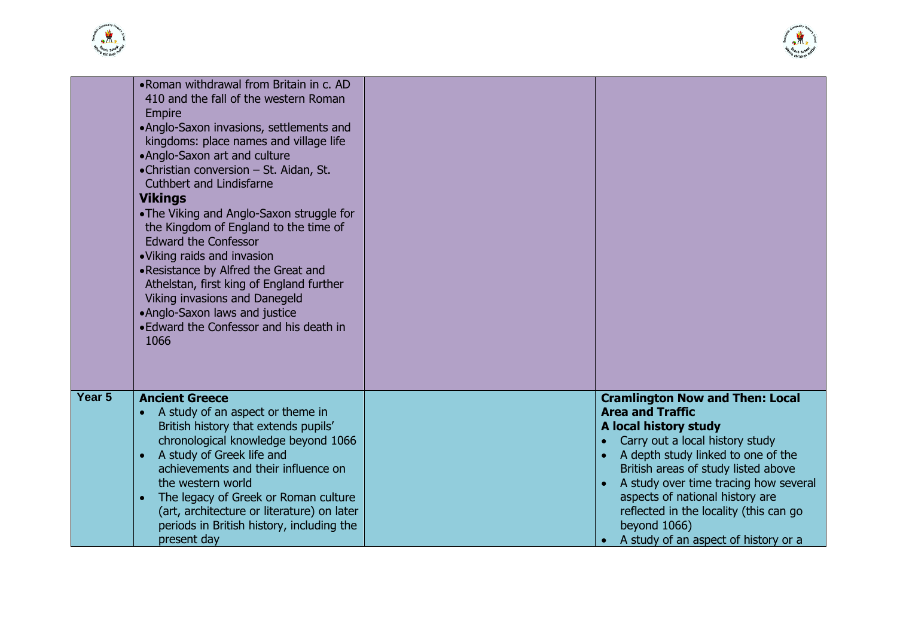|  |  |  |  |
|---|---|---|---|
|  | • Roman withdrawal from Britain in c. AD 410 and the fall of the western Roman Empire<br>• Anglo-Saxon invasions, settlements and kingdoms: place names and village life<br>• Anglo-Saxon art and culture<br>• Christian conversion – St. Aidan, St. Cuthbert and Lindisfarne<br>**Vikings**<br>• The Viking and Anglo-Saxon struggle for the Kingdom of England to the time of Edward the Confessor<br>• Viking raids and invasion<br>• Resistance by Alfred the Great and Athelstan, first king of England further Viking invasions and Danegeld<br>• Anglo-Saxon laws and justice<br>• Edward the Confessor and his death in 1066 |  |  |
| **Year 5** | **Ancient Greece**<br>• A study of an aspect or theme in British history that extends pupils' chronological knowledge beyond 1066<br>• A study of Greek life and achievements and their influence on the western world<br>• The legacy of Greek or Roman culture (art, architecture or literature) on later periods in British history, including the present day |  | **Cramlington Now and Then: Local Area and Traffic**<br>**A local history study**<br>• Carry out a local history study<br>• A depth study linked to one of the British areas of study listed above<br>• A study over time tracing how several aspects of national history are reflected in the locality (this can go beyond 1066)<br>• A study of an aspect of history or a |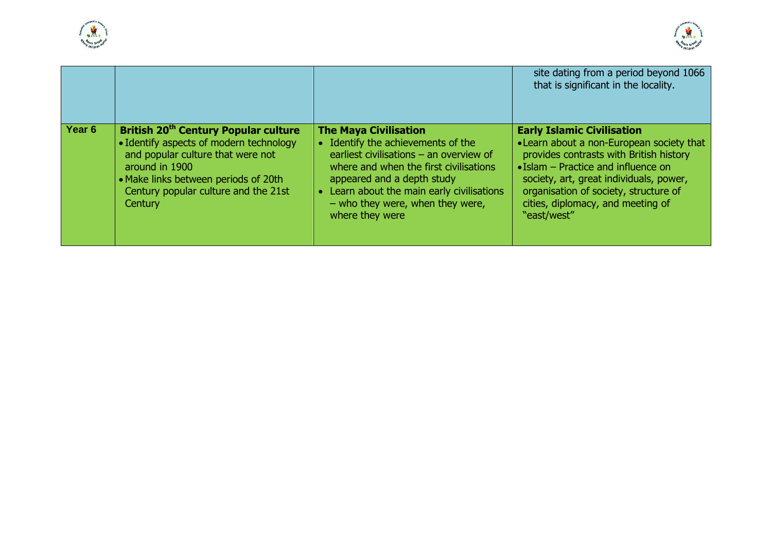| | | | |
|---|---|---|---|
| | | | site dating from a period beyond 1066 that is significant in the locality. |
| **Year 6** | **British 20th Century Popular culture**<br>• Identify aspects of modern technology and popular culture that were not around in 1900<br>• Make links between periods of 20th Century popular culture and the 21st Century | **The Maya Civilisation**<br>• Identify the achievements of the earliest civilisations – an overview of where and when the first civilisations appeared and a depth study<br>• Learn about the main early civilisations – who they were, when they were, where they were | **Early Islamic Civilisation**<br>• Learn about a non-European society that provides contrasts with British history<br>• Islam – Practice and influence on society, art, great individuals, power, organisation of society, structure of cities, diplomacy, and meeting of "east/west" |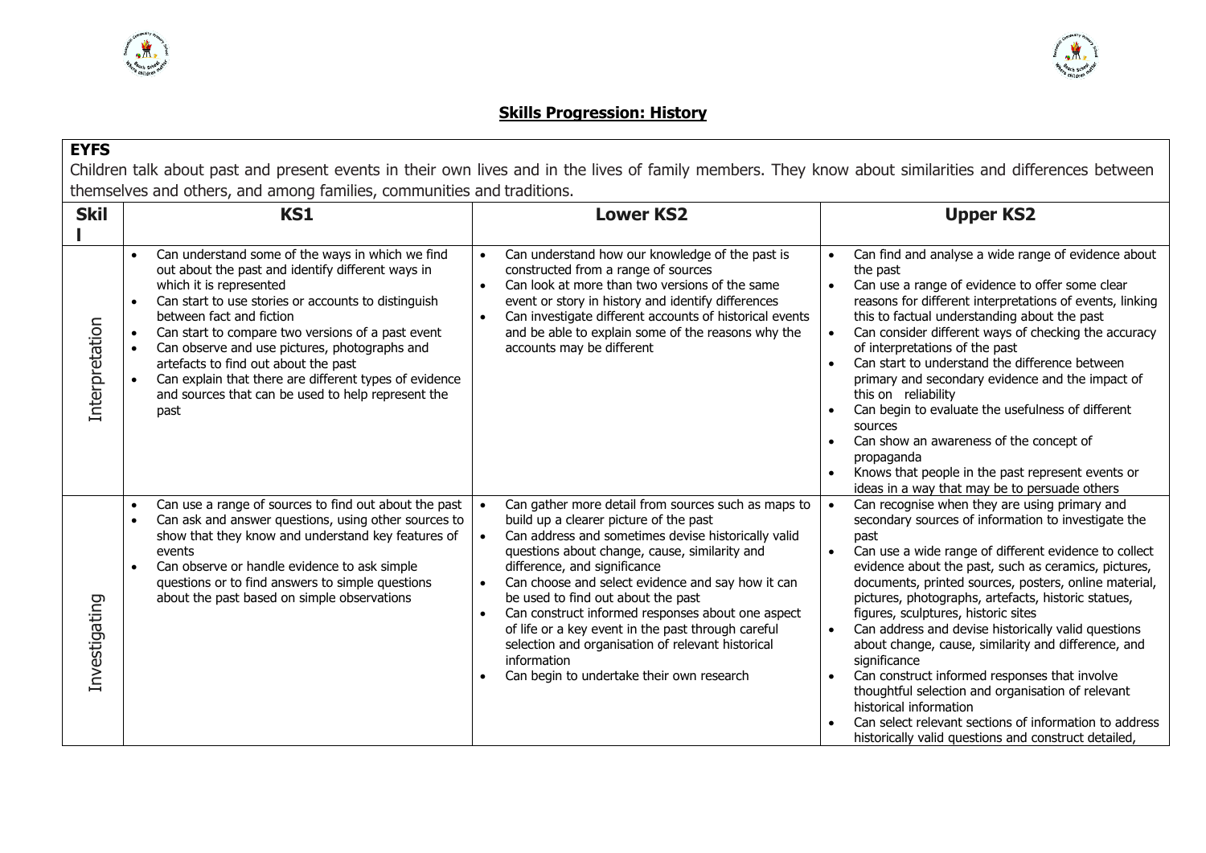## Skills Progression: History

| EYFS | | | |
|---|---|---|---|
| Children talk about past and present events in their own lives and in the lives of family members. They know about similarities and differences between themselves and others, and among families, communities and traditions. | | | |
| **Skill** | **KS1** | **Lower KS2** | **Upper KS2** |
| Interpretation | • Can understand some of the ways in which we find out about the past and identify different ways in which it is represented<br>• Can start to use stories or accounts to distinguish between fact and fiction<br>• Can start to compare two versions of a past event<br>• Can observe and use pictures, photographs and artefacts to find out about the past<br>• Can explain that there are different types of evidence and sources that can be used to help represent the past | • Can understand how our knowledge of the past is constructed from a range of sources<br>• Can look at more than two versions of the same event or story in history and identify differences<br>• Can investigate different accounts of historical events and be able to explain some of the reasons why the accounts may be different | • Can find and analyse a wide range of evidence about the past<br>• Can use a range of evidence to offer some clear reasons for different interpretations of events, linking this to factual understanding about the past<br>• Can consider different ways of checking the accuracy of interpretations of the past<br>• Can start to understand the difference between primary and secondary evidence and the impact of this on reliability<br>• Can begin to evaluate the usefulness of different sources<br>• Can show an awareness of the concept of propaganda<br>• Knows that people in the past represent events or ideas in a way that may be to persuade others |
| Investigating | • Can use a range of sources to find out about the past<br>• Can ask and answer questions, using other sources to show that they know and understand key features of events<br>• Can observe or handle evidence to ask simple questions or to find answers to simple questions about the past based on simple observations | • Can gather more detail from sources such as maps to build up a clearer picture of the past<br>• Can address and sometimes devise historically valid questions about change, cause, similarity and difference, and significance<br>• Can choose and select evidence and say how it can be used to find out about the past<br>• Can construct informed responses about one aspect of life or a key event in the past through careful selection and organisation of relevant historical information<br>• Can begin to undertake their own research | • Can recognise when they are using primary and secondary sources of information to investigate the past<br>• Can use a wide range of different evidence to collect evidence about the past, such as ceramics, pictures, documents, printed sources, posters, online material, pictures, photographs, artefacts, historic statues, figures, sculptures, historic sites<br>• Can address and devise historically valid questions about change, cause, similarity and difference, and significance<br>• Can construct informed responses that involve thoughtful selection and organisation of relevant historical information<br>• Can select relevant sections of information to address historically valid questions and construct detailed, |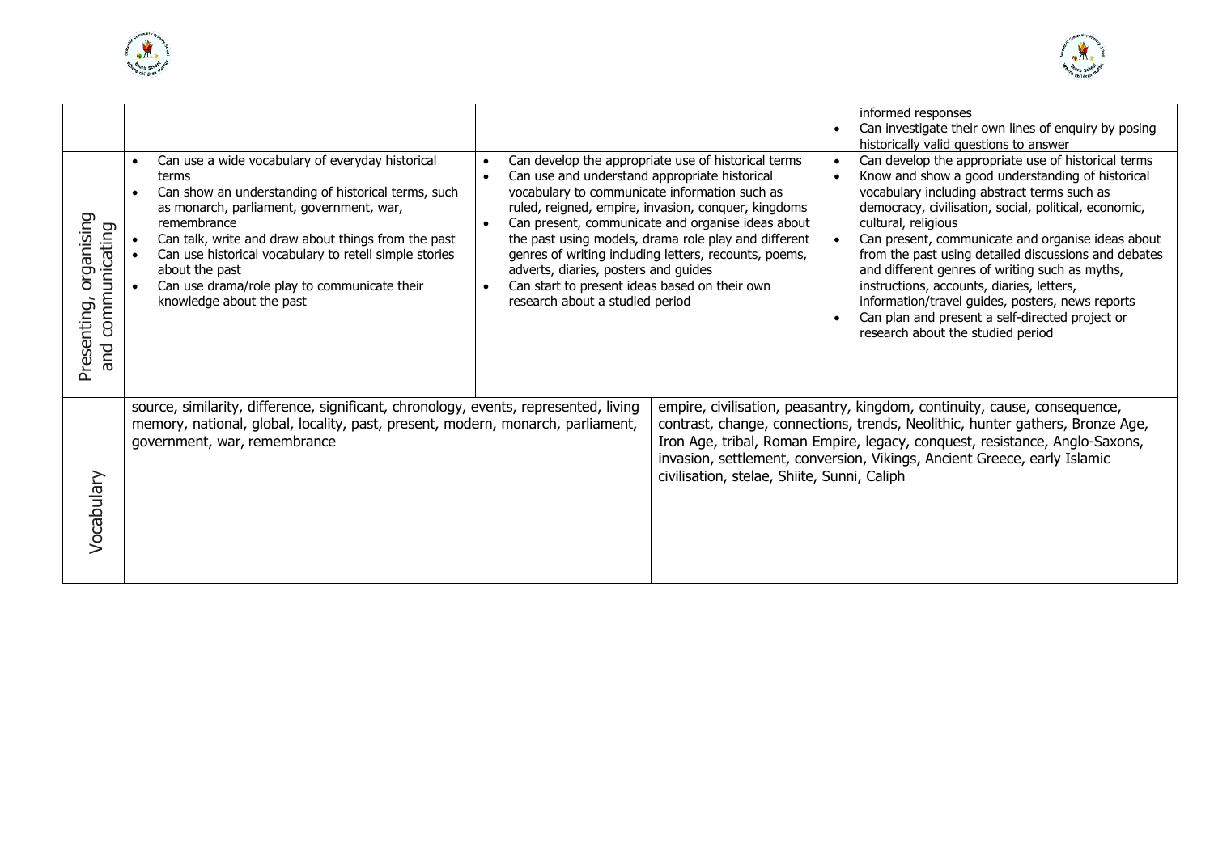| | | | |
|---|---|---|---|
| | | | • informed responses<br>• Can investigate their own lines of enquiry by posing historically valid questions to answer |
| Presenting, organising and communicating | • Can use a wide vocabulary of everyday historical terms<br>• Can show an understanding of historical terms, such as monarch, parliament, government, war, remembrance<br>• Can talk, write and draw about things from the past<br>• Can use historical vocabulary to retell simple stories about the past<br>• Can use drama/role play to communicate their knowledge about the past | • Can develop the appropriate use of historical terms<br>• Can use and understand appropriate historical vocabulary to communicate information such as ruled, reigned, empire, invasion, conquer, kingdoms<br>• Can present, communicate and organise ideas about the past using models, drama role play and different genres of writing including letters, recounts, poems, adverts, diaries, posters and guides<br>• Can start to present ideas based on their own research about a studied period | • Can develop the appropriate use of historical terms<br>• Know and show a good understanding of historical vocabulary including abstract terms such as democracy, civilisation, social, political, economic, cultural, religious<br>• Can present, communicate and organise ideas about from the past using detailed discussions and debates and different genres of writing such as myths, instructions, accounts, diaries, letters, information/travel guides, posters, news reports<br>• Can plan and present a self-directed project or research about the studied period |
| Vocabulary | source, similarity, difference, significant, chronology, events, represented, living memory, national, global, locality, past, present, modern, monarch, parliament, government, war, remembrance | empire, civilisation, peasantry, kingdom, continuity, cause, consequence, contrast, change, connections, trends, Neolithic, hunter gathers, Bronze Age, Iron Age, tribal, Roman Empire, legacy, conquest, resistance, Anglo-Saxons, invasion, settlement, conversion, Vikings, Ancient Greece, early Islamic civilisation, stelae, Shiite, Sunni, Caliph | |